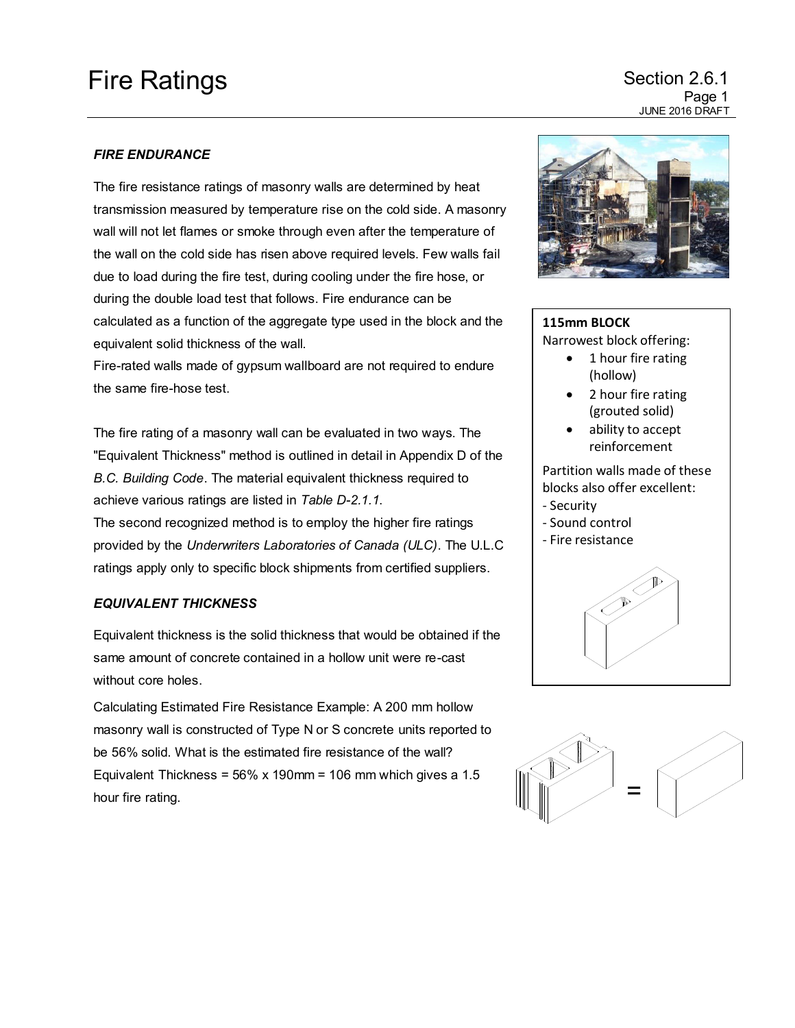# Fire Ratings

### *FIRE ENDURANCE*

The fire resistance ratings of masonry walls are determined by heat transmission measured by temperature rise on the cold side. A masonry wall will not let flames or smoke through even after the temperature of the wall on the cold side has risen above required levels. Few walls fail due to load during the fire test, during cooling under the fire hose, or during the double load test that follows. Fire endurance can be calculated as a function of the aggregate type used in the block and the equivalent solid thickness of the wall.
Fire-rated walls made of gypsum wallboard are not required to endure the same fire-hose test.

The fire rating of a masonry wall can be evaluated in two ways. The "Equivalent Thickness" method is outlined in detail in Appendix D of the *B.C. Building Code*. The material equivalent thickness required to achieve various ratings are listed in *Table D-2.1.1.*
The second recognized method is to employ the higher fire ratings provided by the *Underwriters Laboratories of Canada (ULC)*. The U.L.C ratings apply only to specific block shipments from certified suppliers.

### *EQUIVALENT THICKNESS*

Equivalent thickness is the solid thickness that would be obtained if the same amount of concrete contained in a hollow unit were re-cast without core holes.

Calculating Estimated Fire Resistance Example: A 200 mm hollow masonry wall is constructed of Type N or S concrete units reported to be 56% solid. What is the estimated fire resistance of the wall?
Equivalent Thickness = 56% x 190mm = 106 mm which gives a 1.5 hour fire rating.

**115mm BLOCK**
Narrowest block offering:

- 1 hour fire rating (hollow)
- 2 hour fire rating (grouted solid)
- ability to accept reinforcement

Partition walls made of these blocks also offer excellent:
- Security
- Sound control
- Fire resistance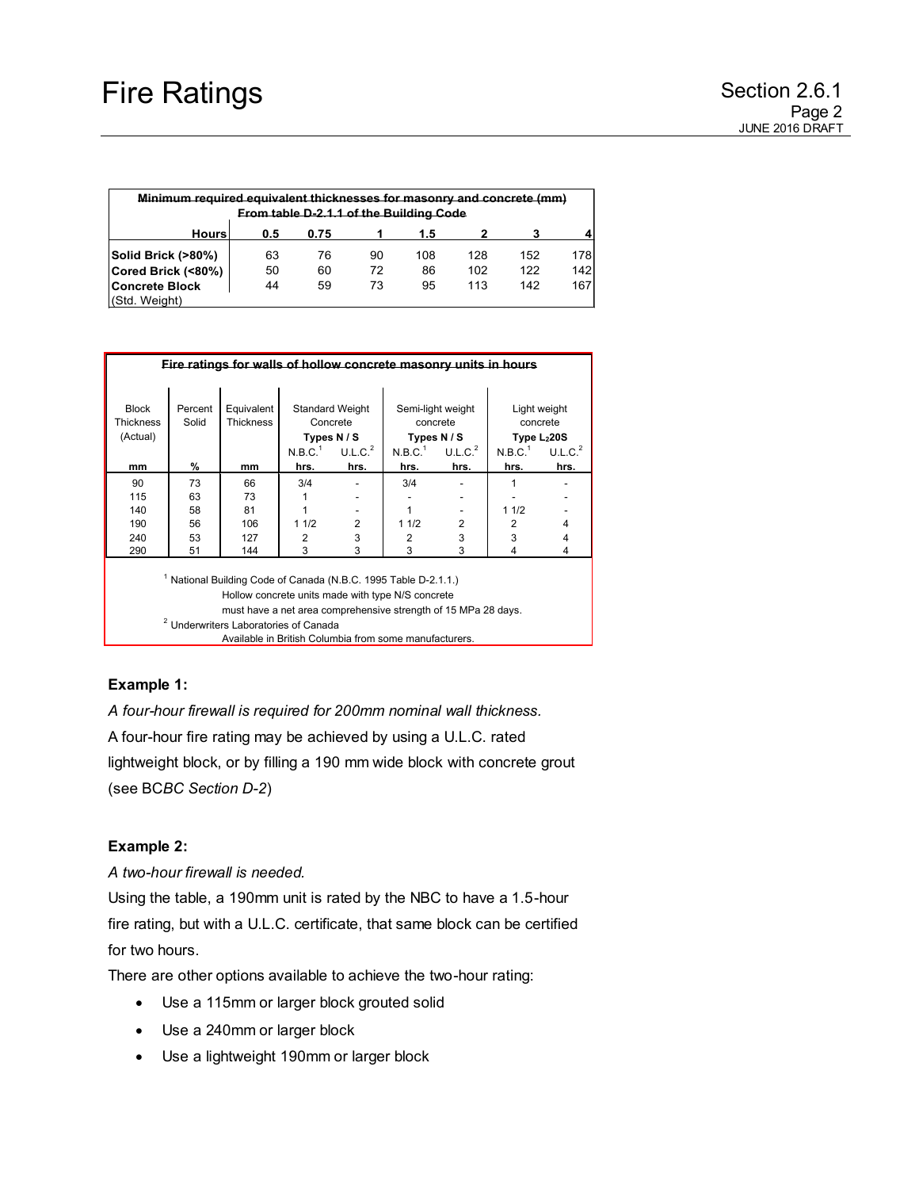# Fire Ratings

| Minimum required equivalent thicknesses for masonry and concrete (mm) From table D-2.1.1 of the Building Code | | | | | | | |
|---|---|---|---|---|---|---|---|
| **Hours** | **0.5** | **0.75** | **1** | **1.5** | **2** | **3** | **4** |
| **Solid Brick (>80%)** | 63 | 76 | 90 | 108 | 128 | 152 | 178 |
| **Cored Brick (<80%)** | 50 | 60 | 72 | 86 | 102 | 122 | 142 |
| **Concrete Block** (Std. Weight) | 44 | 59 | 73 | 95 | 113 | 142 | 167 |

**Fire ratings for walls of hollow concrete masonry units in hours**

| Block Thickness (Actual) | Percent Solid | Equivalent Thickness | Standard Weight Concrete **Types N / S** | | Semi-light weight concrete **Types N / S** | | Light weight concrete **Type $L_2$20S** | |
|---|---|---|---|---|---|---|---|---|
| | | | N.B.C.[1] | U.L.C.[2] | N.B.C.[1] | U.L.C.[2] | N.B.C.[1] | U.L.C.[2] |
| **mm** | **%** | **mm** | **hrs.** | **hrs.** | **hrs.** | **hrs.** | **hrs.** | **hrs.** |
| 90 | 73 | 66 | 3/4 | - | 3/4 | - | 1 | - |
| 115 | 63 | 73 | 1 | - | - | - | - | - |
| 140 | 58 | 81 | 1 | - | 1 | - | 1 1/2 | - |
| 190 | 56 | 106 | 1 1/2 | 2 | 1 1/2 | 2 | 2 | 4 |
| 240 | 53 | 127 | 2 | 3 | 2 | 3 | 3 | 4 |
| 290 | 51 | 144 | 3 | 3 | 3 | 3 | 4 | 4 |

[1] National Building Code of Canada (N.B.C. 1995 Table D-2.1.1.)
Hollow concrete units made with type N/S concrete
must have a net area comprehensive strength of 15 MPa 28 days.
[2] Underwriters Laboratories of Canada
Available in British Columbia from some manufacturers.

**Example 1:**

*A four-hour firewall is required for 200mm nominal wall thickness.*

A four-hour fire rating may be achieved by using a U.L.C. rated lightweight block, or by filling a 190 mm wide block with concrete grout (see BC*BC Section D-2*)

**Example 2:**

*A two-hour firewall is needed.*

Using the table, a 190mm unit is rated by the NBC to have a 1.5-hour fire rating, but with a U.L.C. certificate, that same block can be certified for two hours.

There are other options available to achieve the two-hour rating:

- Use a 115mm or larger block grouted solid
- Use a 240mm or larger block
- Use a lightweight 190mm or larger block